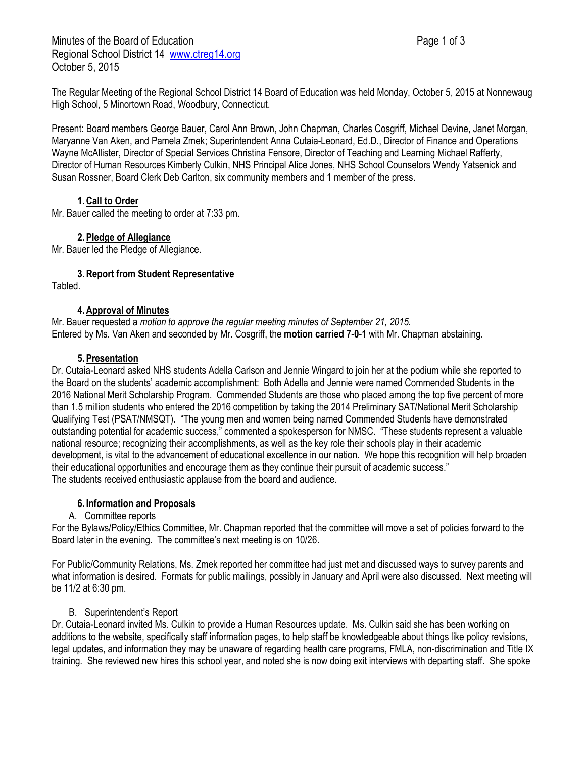Minutes of the Board of Education
Regional School District 14 www.ctreg14.org
October 5, 2015

The Regular Meeting of the Regional School District 14 Board of Education was held Monday, October 5, 2015 at Nonnewaug High School, 5 Minortown Road, Woodbury, Connecticut.

Present: Board members George Bauer, Carol Ann Brown, John Chapman, Charles Cosgriff, Michael Devine, Janet Morgan, Maryanne Van Aken, and Pamela Zmek; Superintendent Anna Cutaia-Leonard, Ed.D., Director of Finance and Operations Wayne McAllister, Director of Special Services Christina Fensore, Director of Teaching and Learning Michael Rafferty, Director of Human Resources Kimberly Culkin, NHS Principal Alice Jones, NHS School Counselors Wendy Yatsenick and Susan Rossner, Board Clerk Deb Carlton, six community members and 1 member of the press.

## 1. Call to Order

Mr. Bauer called the meeting to order at 7:33 pm.

## 2. Pledge of Allegiance

Mr. Bauer led the Pledge of Allegiance.

## 3. Report from Student Representative

Tabled.

## 4. Approval of Minutes

Mr. Bauer requested a *motion to approve the regular meeting minutes of September 21, 2015.*
Entered by Ms. Van Aken and seconded by Mr. Cosgriff, the **motion carried 7-0-1** with Mr. Chapman abstaining.

## 5. Presentation

Dr. Cutaia-Leonard asked NHS students Adella Carlson and Jennie Wingard to join her at the podium while she reported to the Board on the students' academic accomplishment: Both Adella and Jennie were named Commended Students in the 2016 National Merit Scholarship Program. Commended Students are those who placed among the top five percent of more than 1.5 million students who entered the 2016 competition by taking the 2014 Preliminary SAT/National Merit Scholarship Qualifying Test (PSAT/NMSQT). "The young men and women being named Commended Students have demonstrated outstanding potential for academic success," commented a spokesperson for NMSC. "These students represent a valuable national resource; recognizing their accomplishments, as well as the key role their schools play in their academic development, is vital to the advancement of educational excellence in our nation. We hope this recognition will help broaden their educational opportunities and encourage them as they continue their pursuit of academic success."
The students received enthusiastic applause from the board and audience.

## 6. Information and Proposals

A. Committee reports

For the Bylaws/Policy/Ethics Committee, Mr. Chapman reported that the committee will move a set of policies forward to the Board later in the evening. The committee's next meeting is on 10/26.

For Public/Community Relations, Ms. Zmek reported her committee had just met and discussed ways to survey parents and what information is desired. Formats for public mailings, possibly in January and April were also discussed. Next meeting will be 11/2 at 6:30 pm.

B. Superintendent's Report

Dr. Cutaia-Leonard invited Ms. Culkin to provide a Human Resources update. Ms. Culkin said she has been working on additions to the website, specifically staff information pages, to help staff be knowledgeable about things like policy revisions, legal updates, and information they may be unaware of regarding health care programs, FMLA, non-discrimination and Title IX training. She reviewed new hires this school year, and noted she is now doing exit interviews with departing staff. She spoke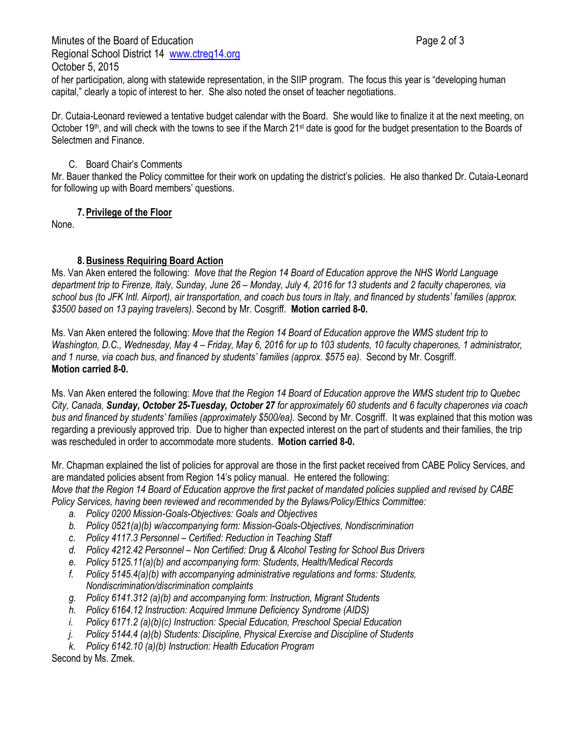of her participation, along with statewide representation, in the SIIP program. The focus this year is "developing human capital," clearly a topic of interest to her. She also noted the onset of teacher negotiations.

Dr. Cutaia-Leonard reviewed a tentative budget calendar with the Board. She would like to finalize it at the next meeting, on October 19th, and will check with the towns to see if the March 21st date is good for the budget presentation to the Boards of Selectmen and Finance.

C. Board Chair's Comments

Mr. Bauer thanked the Policy committee for their work on updating the district's policies. He also thanked Dr. Cutaia-Leonard for following up with Board members' questions.

**7. Privilege of the Floor**

None.

**8. Business Requiring Board Action**

Ms. Van Aken entered the following: *Move that the Region 14 Board of Education approve the NHS World Language department trip to Firenze, Italy, Sunday, June 26 – Monday, July 4, 2016 for 13 students and 2 faculty chaperones, via school bus (to JFK Intl. Airport), air transportation, and coach bus tours in Italy, and financed by students' families (approx. $3500 based on 13 paying travelers).* Second by Mr. Cosgriff. **Motion carried 8-0.**

Ms. Van Aken entered the following: *Move that the Region 14 Board of Education approve the WMS student trip to Washington, D.C., Wednesday, May 4 – Friday, May 6, 2016 for up to 103 students, 10 faculty chaperones, 1 administrator, and 1 nurse, via coach bus, and financed by students' families (approx. $575 ea).* Second by Mr. Cosgriff. **Motion carried 8-0.**

Ms. Van Aken entered the following: *Move that the Region 14 Board of Education approve the WMS student trip to Quebec City, Canada, **Sunday, October 25-Tuesday, October 27** for approximately 60 students and 6 faculty chaperones via coach bus and financed by students' families (approximately $500/ea).* Second by Mr. Cosgriff. It was explained that this motion was regarding a previously approved trip. Due to higher than expected interest on the part of students and their families, the trip was rescheduled in order to accommodate more students. **Motion carried 8-0.**

Mr. Chapman explained the list of policies for approval are those in the first packet received from CABE Policy Services, and are mandated policies absent from Region 14's policy manual. He entered the following:
*Move that the Region 14 Board of Education approve the first packet of mandated policies supplied and revised by CABE Policy Services, having been reviewed and recommended by the Bylaws/Policy/Ethics Committee:*

a. *Policy 0200 Mission-Goals-Objectives: Goals and Objectives*
b. *Policy 0521(a)(b) w/accompanying form: Mission-Goals-Objectives, Nondiscrimination*
c. *Policy 4117.3 Personnel – Certified: Reduction in Teaching Staff*
d. *Policy 4212.42 Personnel – Non Certified: Drug & Alcohol Testing for School Bus Drivers*
e. *Policy 5125.11(a)(b) and accompanying form: Students, Health/Medical Records*
f. *Policy 5145.4(a)(b) with accompanying administrative regulations and forms: Students, Nondiscrimination/discrimination complaints*
g. *Policy 6141.312 (a)(b) and accompanying form: Instruction, Migrant Students*
h. *Policy 6164.12 Instruction: Acquired Immune Deficiency Syndrome (AIDS)*
i. *Policy 6171.2 (a)(b)(c) Instruction: Special Education, Preschool Special Education*
j. *Policy 5144.4 (a)(b) Students: Discipline, Physical Exercise and Discipline of Students*
k. *Policy 6142.10 (a)(b) Instruction: Health Education Program*

Second by Ms. Zmek.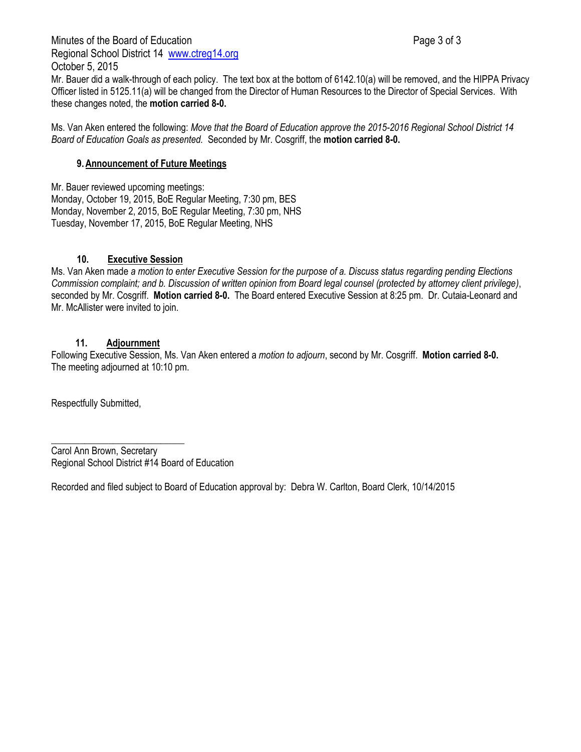Mr. Bauer did a walk-through of each policy. The text box at the bottom of 6142.10(a) will be removed, and the HIPPA Privacy Officer listed in 5125.11(a) will be changed from the Director of Human Resources to the Director of Special Services. With these changes noted, the **motion carried 8-0.**

Ms. Van Aken entered the following: *Move that the Board of Education approve the 2015-2016 Regional School District 14 Board of Education Goals as presented.* Seconded by Mr. Cosgriff, the **motion carried 8-0.**

## 9. Announcement of Future Meetings

Mr. Bauer reviewed upcoming meetings:
Monday, October 19, 2015, BoE Regular Meeting, 7:30 pm, BES
Monday, November 2, 2015, BoE Regular Meeting, 7:30 pm, NHS
Tuesday, November 17, 2015, BoE Regular Meeting, NHS

## 10. Executive Session

Ms. Van Aken made *a motion to enter Executive Session for the purpose of a. Discuss status regarding pending Elections Commission complaint; and b. Discussion of written opinion from Board legal counsel (protected by attorney client privilege)*, seconded by Mr. Cosgriff. **Motion carried 8-0.** The Board entered Executive Session at 8:25 pm. Dr. Cutaia-Leonard and Mr. McAllister were invited to join.

## 11. Adjournment

Following Executive Session, Ms. Van Aken entered a *motion to adjourn*, second by Mr. Cosgriff. **Motion carried 8-0.** The meeting adjourned at 10:10 pm.

Respectfully Submitted,

\_\_\_\_\_\_\_\_\_\_\_\_\_\_\_\_\_\_\_\_\_\_\_\_\_\_\_\_
Carol Ann Brown, Secretary
Regional School District #14 Board of Education

Recorded and filed subject to Board of Education approval by: Debra W. Carlton, Board Clerk, 10/14/2015